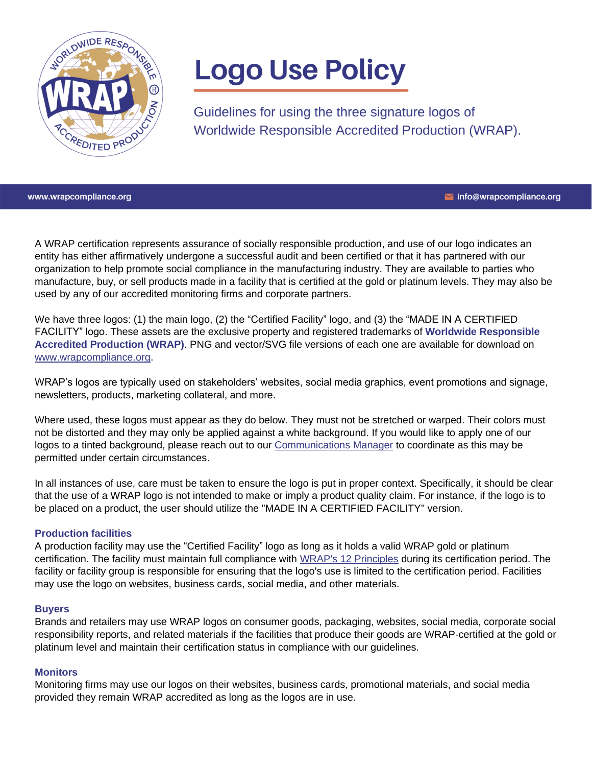# Logo Use Policy

Guidelines for using the three signature logos of Worldwide Responsible Accredited Production (WRAP).

www.wrapcompliance.org

info@wrapcompliance.org

A WRAP certification represents assurance of socially responsible production, and use of our logo indicates an entity has either affirmatively undergone a successful audit and been certified or that it has partnered with our organization to help promote social compliance in the manufacturing industry. They are available to parties who manufacture, buy, or sell products made in a facility that is certified at the gold or platinum levels. They may also be used by any of our accredited monitoring firms and corporate partners.

We have three logos: (1) the main logo, (2) the "Certified Facility" logo, and (3) the "MADE IN A CERTIFIED FACILITY" logo. These assets are the exclusive property and registered trademarks of **Worldwide Responsible Accredited Production (WRAP)**. PNG and vector/SVG file versions of each one are available for download on www.wrapcompliance.org.

WRAP's logos are typically used on stakeholders' websites, social media graphics, event promotions and signage, newsletters, products, marketing collateral, and more.

Where used, these logos must appear as they do below. They must not be stretched or warped. Their colors must not be distorted and they may only be applied against a white background. If you would like to apply one of our logos to a tinted background, please reach out to our Communications Manager to coordinate as this may be permitted under certain circumstances.

In all instances of use, care must be taken to ensure the logo is put in proper context. Specifically, it should be clear that the use of a WRAP logo is not intended to make or imply a product quality claim. For instance, if the logo is to be placed on a product, the user should utilize the "MADE IN A CERTIFIED FACILITY" version.

### Production facilities

A production facility may use the "Certified Facility" logo as long as it holds a valid WRAP gold or platinum certification. The facility must maintain full compliance with WRAP's 12 Principles during its certification period. The facility or facility group is responsible for ensuring that the logo's use is limited to the certification period. Facilities may use the logo on websites, business cards, social media, and other materials.

### Buyers

Brands and retailers may use WRAP logos on consumer goods, packaging, websites, social media, corporate social responsibility reports, and related materials if the facilities that produce their goods are WRAP-certified at the gold or platinum level and maintain their certification status in compliance with our guidelines.

### Monitors

Monitoring firms may use our logos on their websites, business cards, promotional materials, and social media provided they remain WRAP accredited as long as the logos are in use.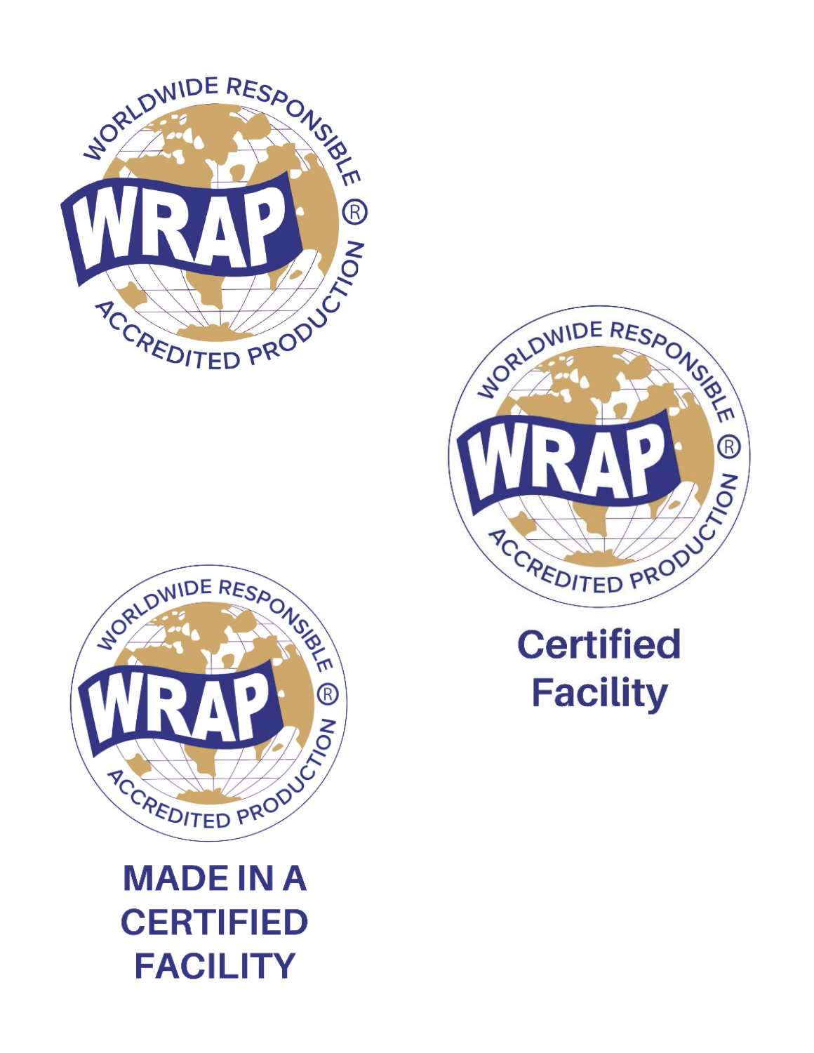WORLDWIDE RESPONSIBLE

WRAP ®

ACCREDITED PRODUCTION

WORLDWIDE RESPONSIBLE

WRAP ®

ACCREDITED PRODUCTION

**Certified Facility**

WORLDWIDE RESPONSIBLE

WRAP ®

ACCREDITED PRODUCTION

**MADE IN A CERTIFIED FACILITY**